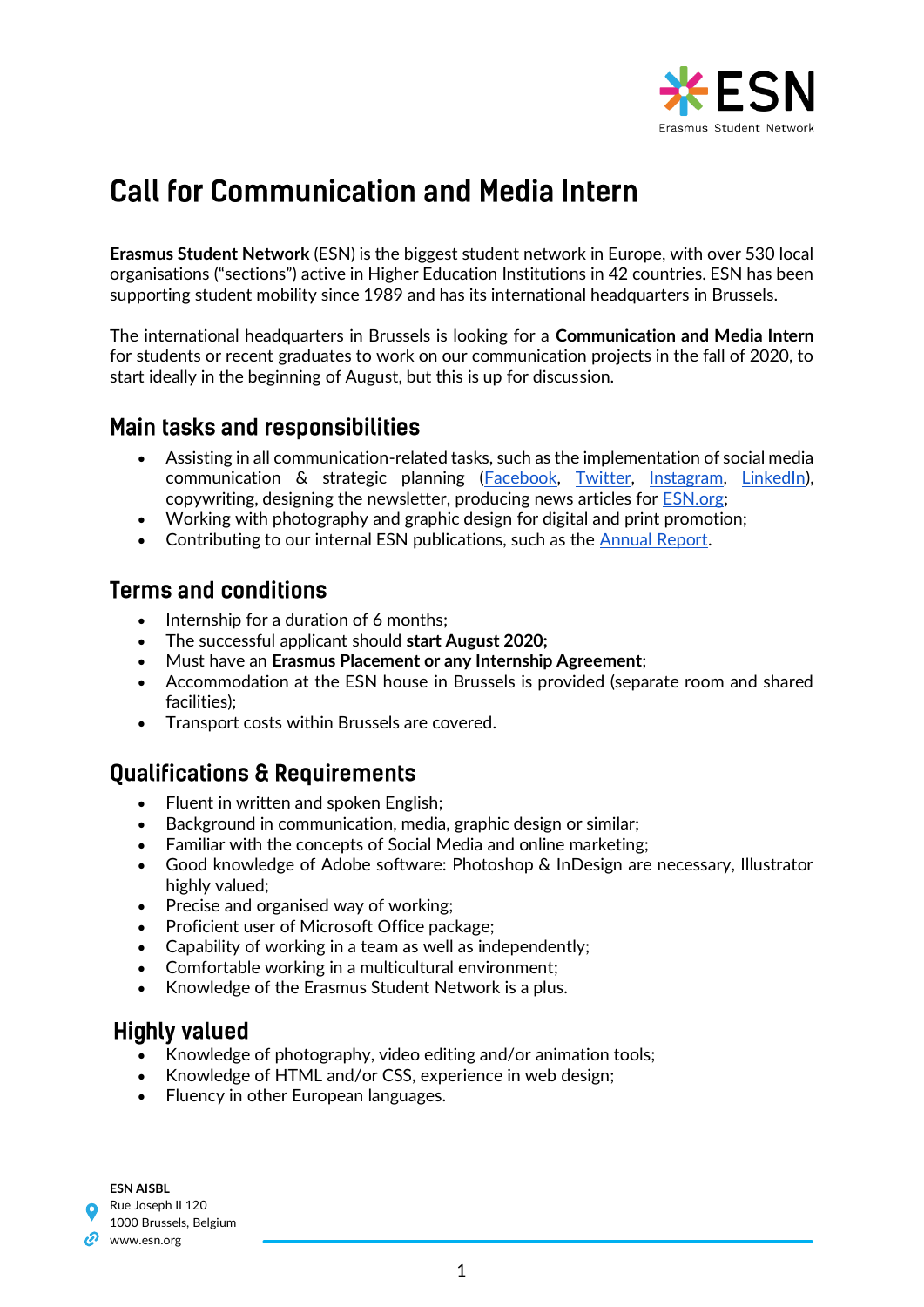# Call for Communication and Media Intern

**Erasmus Student Network** (ESN) is the biggest student network in Europe, with over 530 local organisations ("sections") active in Higher Education Institutions in 42 countries. ESN has been supporting student mobility since 1989 and has its international headquarters in Brussels.

The international headquarters in Brussels is looking for a **Communication and Media Intern** for students or recent graduates to work on our communication projects in the fall of 2020, to start ideally in the beginning of August, but this is up for discussion.

## Main tasks and responsibilities

- Assisting in all communication-related tasks, such as the implementation of social media communication & strategic planning (Facebook, Twitter, Instagram, LinkedIn), copywriting, designing the newsletter, producing news articles for ESN.org;
- Working with photography and graphic design for digital and print promotion;
- Contributing to our internal ESN publications, such as the Annual Report.

## Terms and conditions

- Internship for a duration of 6 months;
- The successful applicant should **start August 2020;**
- Must have an **Erasmus Placement or any Internship Agreement**;
- Accommodation at the ESN house in Brussels is provided (separate room and shared facilities);
- Transport costs within Brussels are covered.

## Qualifications & Requirements

- Fluent in written and spoken English;
- Background in communication, media, graphic design or similar;
- Familiar with the concepts of Social Media and online marketing;
- Good knowledge of Adobe software: Photoshop & InDesign are necessary, Illustrator highly valued;
- Precise and organised way of working;
- Proficient user of Microsoft Office package;
- Capability of working in a team as well as independently;
- Comfortable working in a multicultural environment;
- Knowledge of the Erasmus Student Network is a plus.

## Highly valued

- Knowledge of photography, video editing and/or animation tools;
- Knowledge of HTML and/or CSS, experience in web design;
- Fluency in other European languages.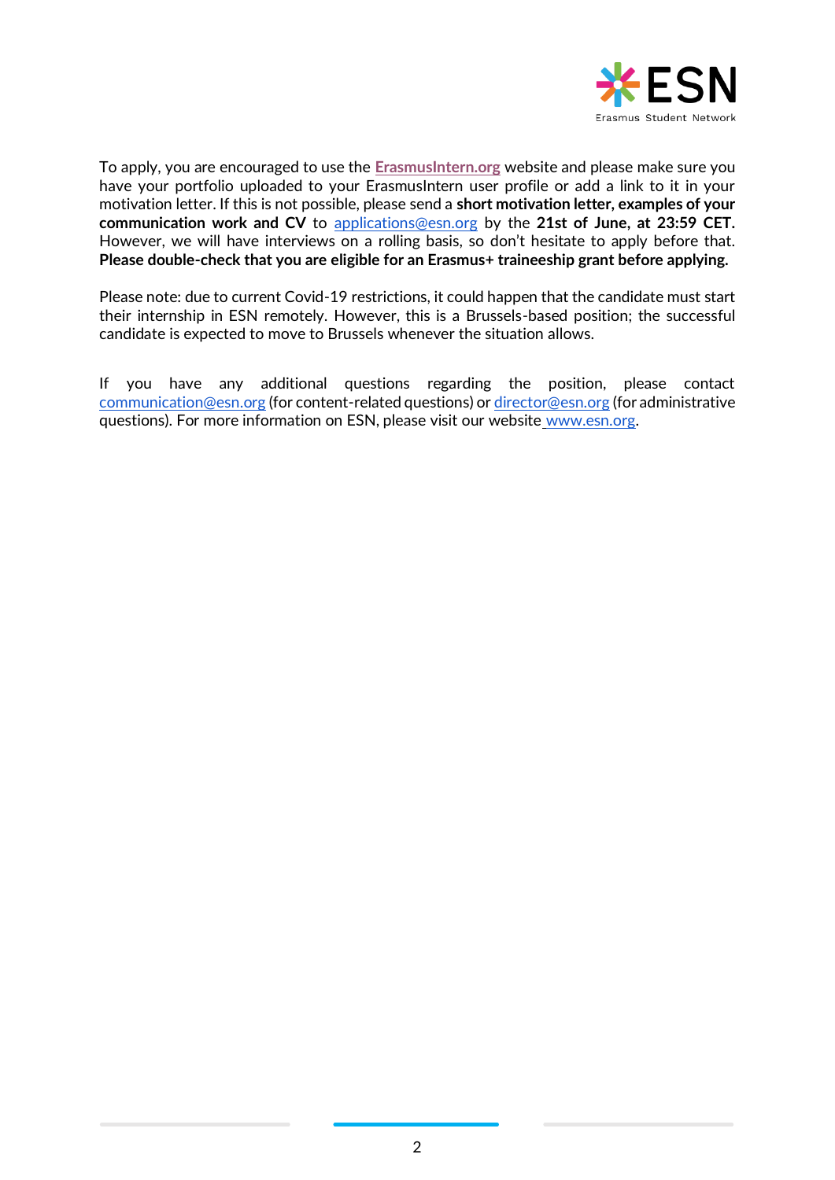To apply, you are encouraged to use the **ErasmusIntern.org** website and please make sure you have your portfolio uploaded to your ErasmusIntern user profile or add a link to it in your motivation letter. If this is not possible, please send a **short motivation letter, examples of your communication work and CV** to applications@esn.org by the **21st of June, at 23:59 CET.** However, we will have interviews on a rolling basis, so don't hesitate to apply before that. **Please double-check that you are eligible for an Erasmus+ traineeship grant before applying.**

Please note: due to current Covid-19 restrictions, it could happen that the candidate must start their internship in ESN remotely. However, this is a Brussels-based position; the successful candidate is expected to move to Brussels whenever the situation allows.

If you have any additional questions regarding the position, please contact communication@esn.org (for content-related questions) or director@esn.org (for administrative questions). For more information on ESN, please visit our website www.esn.org.